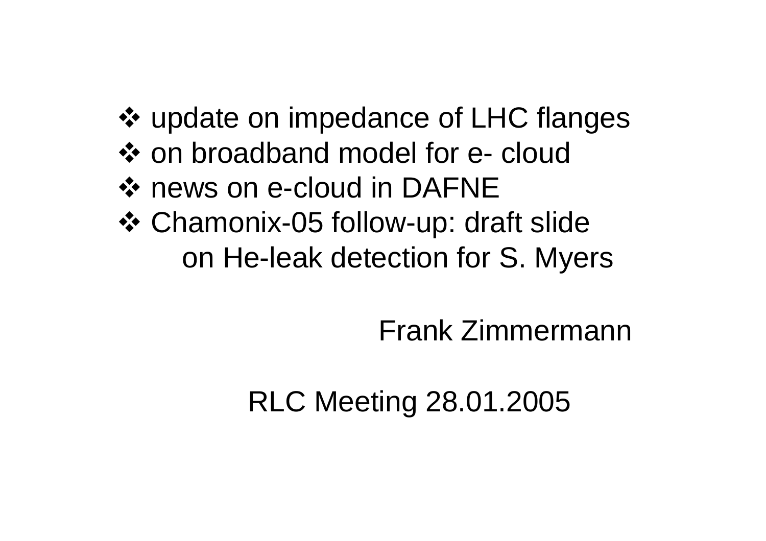- update on impedance of LHC flanges
- on broadband model for e- cloud
- news on e-cloud in DAFNE
- Chamonix-05 follow-up: draft slide on He-leak detection for S. Myers

Frank Zimmermann

RLC Meeting 28.01.2005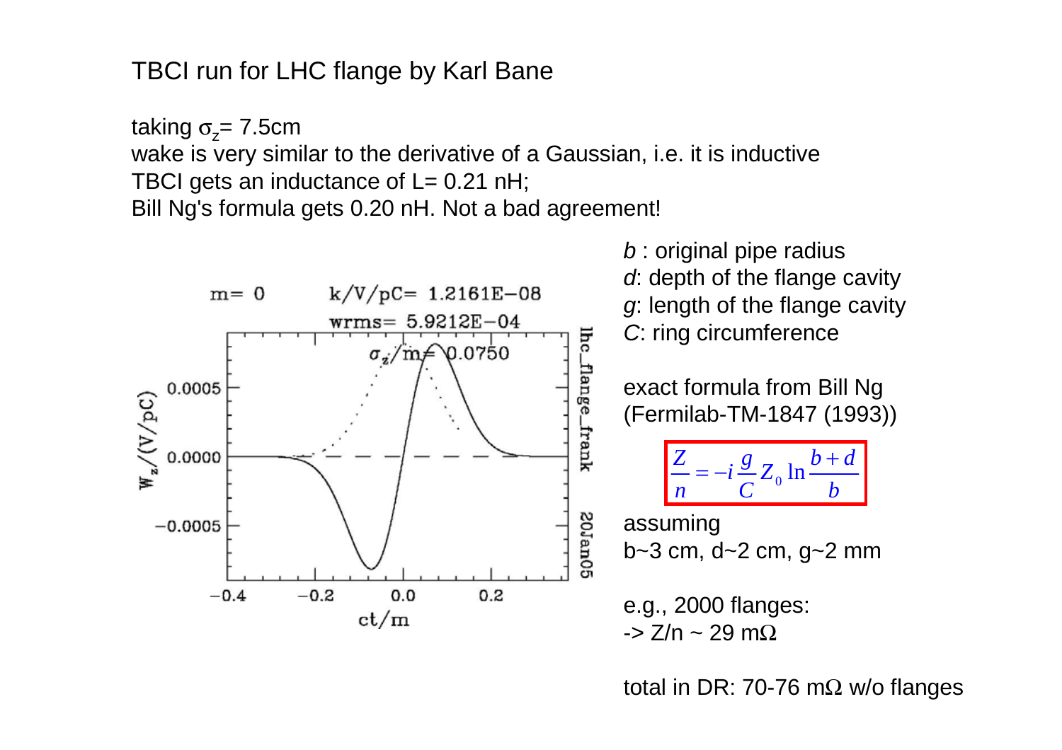TBCI run for LHC flange by Karl Bane

taking $\sigma_z$= 7.5cm
wake is very similar to the derivative of a Gaussian, i.e. it is inductive
TBCI gets an inductance of L= 0.21 nH;
Bill Ng's formula gets 0.20 nH. Not a bad agreement!

m= 0 k/V/pC= 1.2161E−08
wrms= 5.9212E−04
$\sigma_z$/m= 0.0750

$W_z$/(V/pC)

ct/m

lhc_flange_frank 20Jan05

*b* : original pipe radius
*d*: depth of the flange cavity
*g*: length of the flange cavity
*C*: ring circumference

exact formula from Bill Ng
(Fermilab-TM-1847 (1993))

$$\frac{Z}{n} = -i\frac{g}{C}Z_0 \ln\frac{b+d}{b}$$

assuming
b~3 cm, d~2 cm, g~2 mm

e.g., 2000 flanges:
-> Z/n ~ 29 mΩ

total in DR: 70-76 mΩ w/o flanges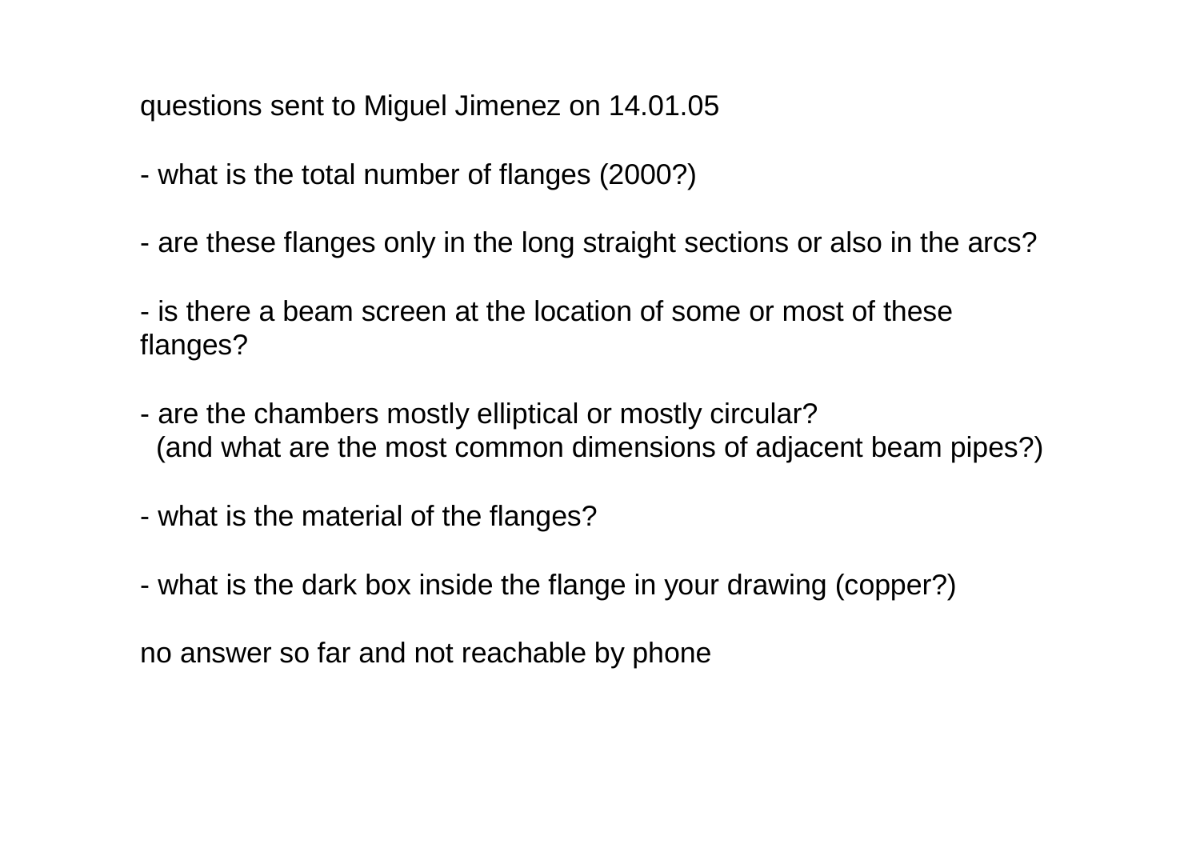questions sent to Miguel Jimenez on 14.01.05

- what is the total number of flanges (2000?)

- are these flanges only in the long straight sections or also in the arcs?

- is there a beam screen at the location of some or most of these flanges?

- are the chambers mostly elliptical or mostly circular?
  (and what are the most common dimensions of adjacent beam pipes?)

- what is the material of the flanges?

- what is the dark box inside the flange in your drawing (copper?)

no answer so far and not reachable by phone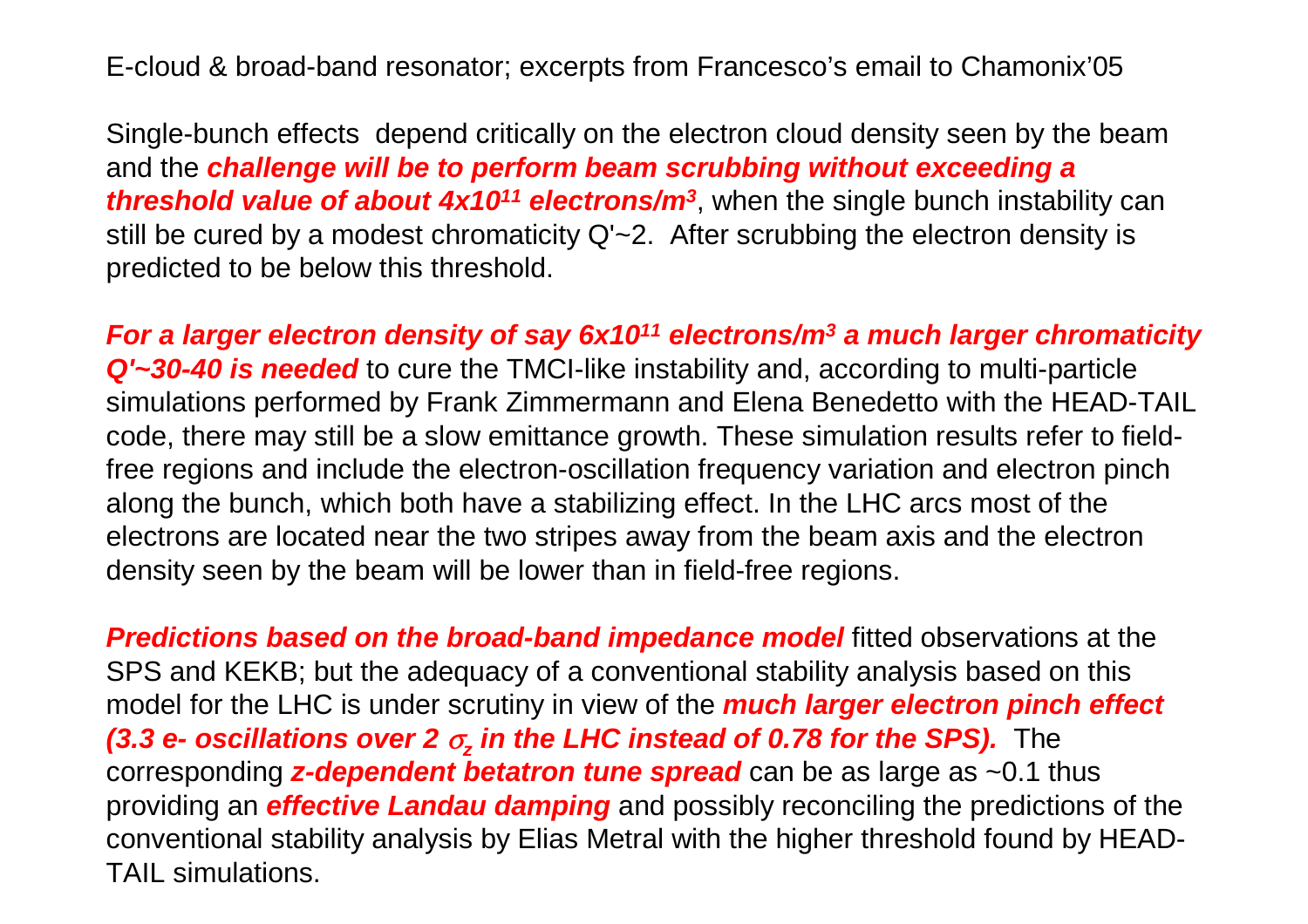E-cloud & broad-band resonator; excerpts from Francesco's email to Chamonix'05

Single-bunch effects depend critically on the electron cloud density seen by the beam and the ***challenge will be to perform beam scrubbing without exceeding a threshold value of about 4x10$^{11}$ electrons/m$^3$***, when the single bunch instability can still be cured by a modest chromaticity Q'~2. After scrubbing the electron density is predicted to be below this threshold.

***For a larger electron density of say 6x10$^{11}$ electrons/m$^3$ a much larger chromaticity Q'~30-40 is needed*** to cure the TMCI-like instability and, according to multi-particle simulations performed by Frank Zimmermann and Elena Benedetto with the HEAD-TAIL code, there may still be a slow emittance growth. These simulation results refer to field-free regions and include the electron-oscillation frequency variation and electron pinch along the bunch, which both have a stabilizing effect. In the LHC arcs most of the electrons are located near the two stripes away from the beam axis and the electron density seen by the beam will be lower than in field-free regions.

***Predictions based on the broad-band impedance model*** fitted observations at the SPS and KEKB; but the adequacy of a conventional stability analysis based on this model for the LHC is under scrutiny in view of the ***much larger electron pinch effect (3.3 e- oscillations over 2 $\sigma_z$ in the LHC instead of 0.78 for the SPS).*** The corresponding ***z-dependent betatron tune spread*** can be as large as ~0.1 thus providing an ***effective Landau damping*** and possibly reconciling the predictions of the conventional stability analysis by Elias Metral with the higher threshold found by HEAD-TAIL simulations.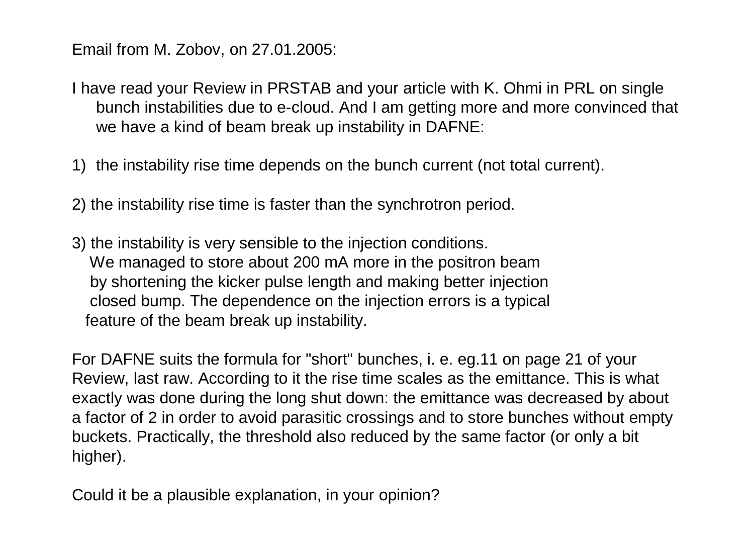Email from M. Zobov, on 27.01.2005:

I have read your Review in PRSTAB and your article with K. Ohmi in PRL on single bunch instabilities due to e-cloud. And I am getting more and more convinced that we have a kind of beam break up instability in DAFNE:

1) the instability rise time depends on the bunch current (not total current).

2) the instability rise time is faster than the synchrotron period.

3) the instability is very sensible to the injection conditions. We managed to store about 200 mA more in the positron beam by shortening the kicker pulse length and making better injection closed bump. The dependence on the injection errors is a typical feature of the beam break up instability.

For DAFNE suits the formula for "short" bunches, i. e. eg.11 on page 21 of your Review, last raw. According to it the rise time scales as the emittance. This is what exactly was done during the long shut down: the emittance was decreased by about a factor of 2 in order to avoid parasitic crossings and to store bunches without empty buckets. Practically, the threshold also reduced by the same factor (or only a bit higher).

Could it be a plausible explanation, in your opinion?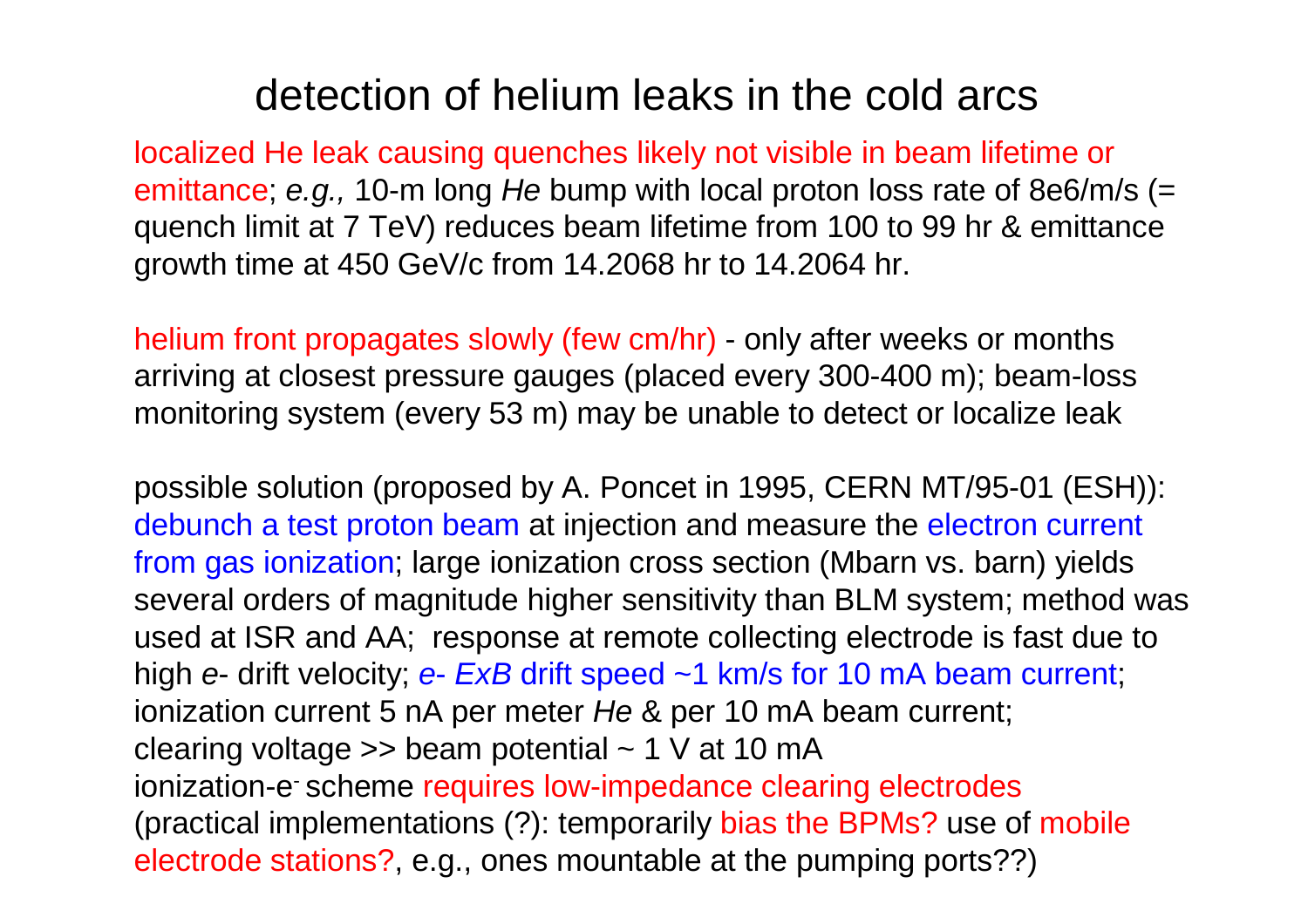# detection of helium leaks in the cold arcs

localized He leak causing quenches likely not visible in beam lifetime or emittance; *e.g.,* 10-m long *He* bump with local proton loss rate of 8e6/m/s (= quench limit at 7 TeV) reduces beam lifetime from 100 to 99 hr & emittance growth time at 450 GeV/c from 14.2068 hr to 14.2064 hr.

helium front propagates slowly (few cm/hr) - only after weeks or months arriving at closest pressure gauges (placed every 300-400 m); beam-loss monitoring system (every 53 m) may be unable to detect or localize leak

possible solution (proposed by A. Poncet in 1995, CERN MT/95-01 (ESH)): debunch a test proton beam at injection and measure the electron current from gas ionization; large ionization cross section (Mbarn vs. barn) yields several orders of magnitude higher sensitivity than BLM system; method was used at ISR and AA; response at remote collecting electrode is fast due to high *e*- drift velocity; *e- ExB* drift speed ~1 km/s for 10 mA beam current; ionization current 5 nA per meter *He* & per 10 mA beam current; clearing voltage >> beam potential ~ 1 V at 10 mA
ionization-$e^-$ scheme requires low-impedance clearing electrodes (practical implementations (?): temporarily bias the BPMs? use of mobile electrode stations?, e.g., ones mountable at the pumping ports??)